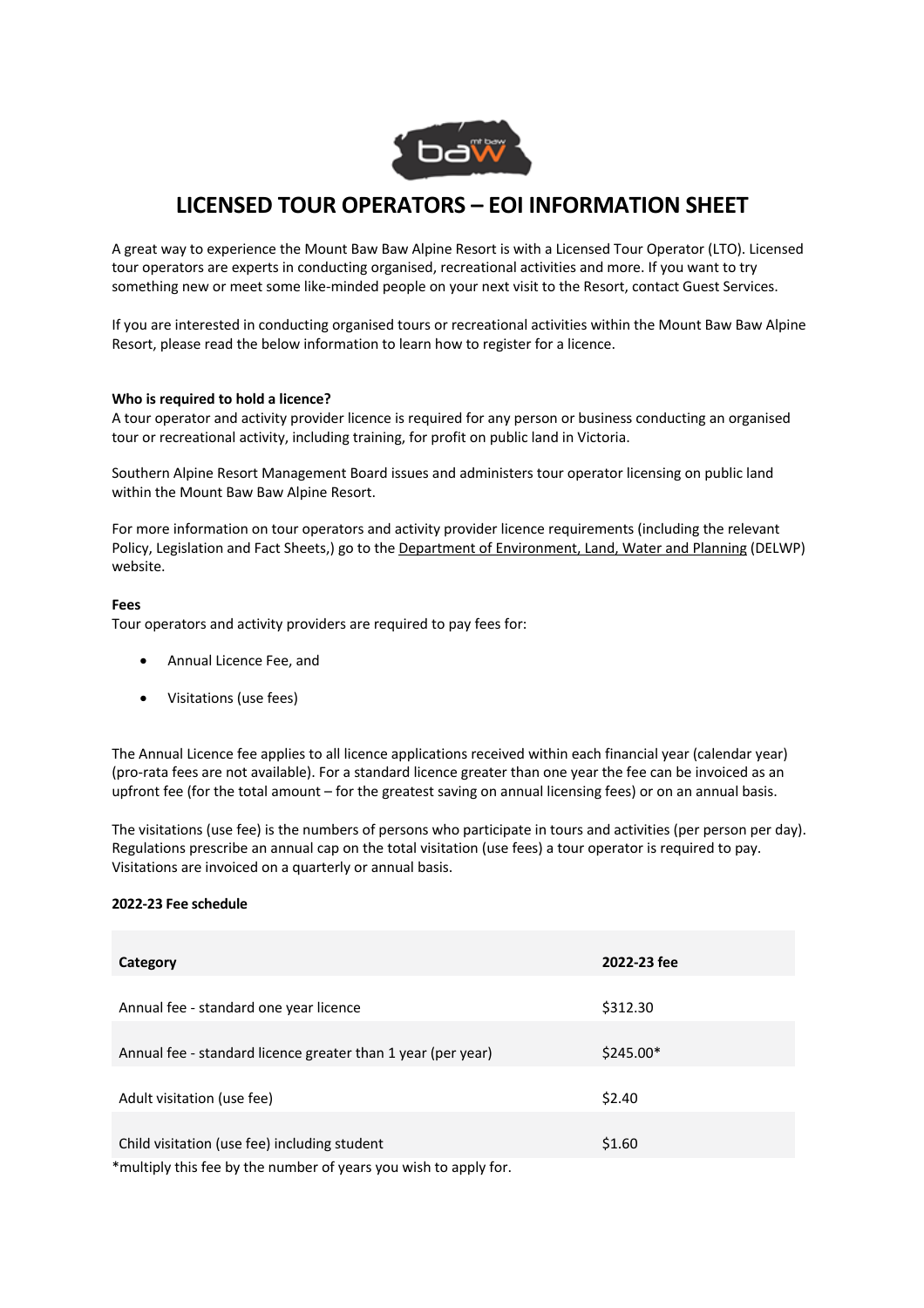# LICENSED TOUR OPERATORS – EOI INFORMATION SHEET

A great way to experience the Mount Baw Baw Alpine Resort is with a Licensed Tour Operator (LTO). Licensed tour operators are experts in conducting organised, recreational activities and more. If you want to try something new or meet some like-minded people on your next visit to the Resort, contact Guest Services.

If you are interested in conducting organised tours or recreational activities within the Mount Baw Baw Alpine Resort, please read the below information to learn how to register for a licence.

**Who is required to hold a licence?**
A tour operator and activity provider licence is required for any person or business conducting an organised tour or recreational activity, including training, for profit on public land in Victoria.

Southern Alpine Resort Management Board issues and administers tour operator licensing on public land within the Mount Baw Baw Alpine Resort.

For more information on tour operators and activity provider licence requirements (including the relevant Policy, Legislation and Fact Sheets,) go to the Department of Environment, Land, Water and Planning (DELWP) website.

**Fees**
Tour operators and activity providers are required to pay fees for:

- Annual Licence Fee, and
- Visitations (use fees)

The Annual Licence fee applies to all licence applications received within each financial year (calendar year) (pro-rata fees are not available). For a standard licence greater than one year the fee can be invoiced as an upfront fee (for the total amount – for the greatest saving on annual licensing fees) or on an annual basis.

The visitations (use fee) is the numbers of persons who participate in tours and activities (per person per day). Regulations prescribe an annual cap on the total visitation (use fees) a tour operator is required to pay. Visitations are invoiced on a quarterly or annual basis.

**2022-23 Fee schedule**

| Category | 2022-23 fee |
|---|---|
| Annual fee - standard one year licence | $312.30 |
| Annual fee - standard licence greater than 1 year (per year) | $245.00* |
| Adult visitation (use fee) | $2.40 |
| Child visitation (use fee) including student | $1.60 |

*multiply this fee by the number of years you wish to apply for.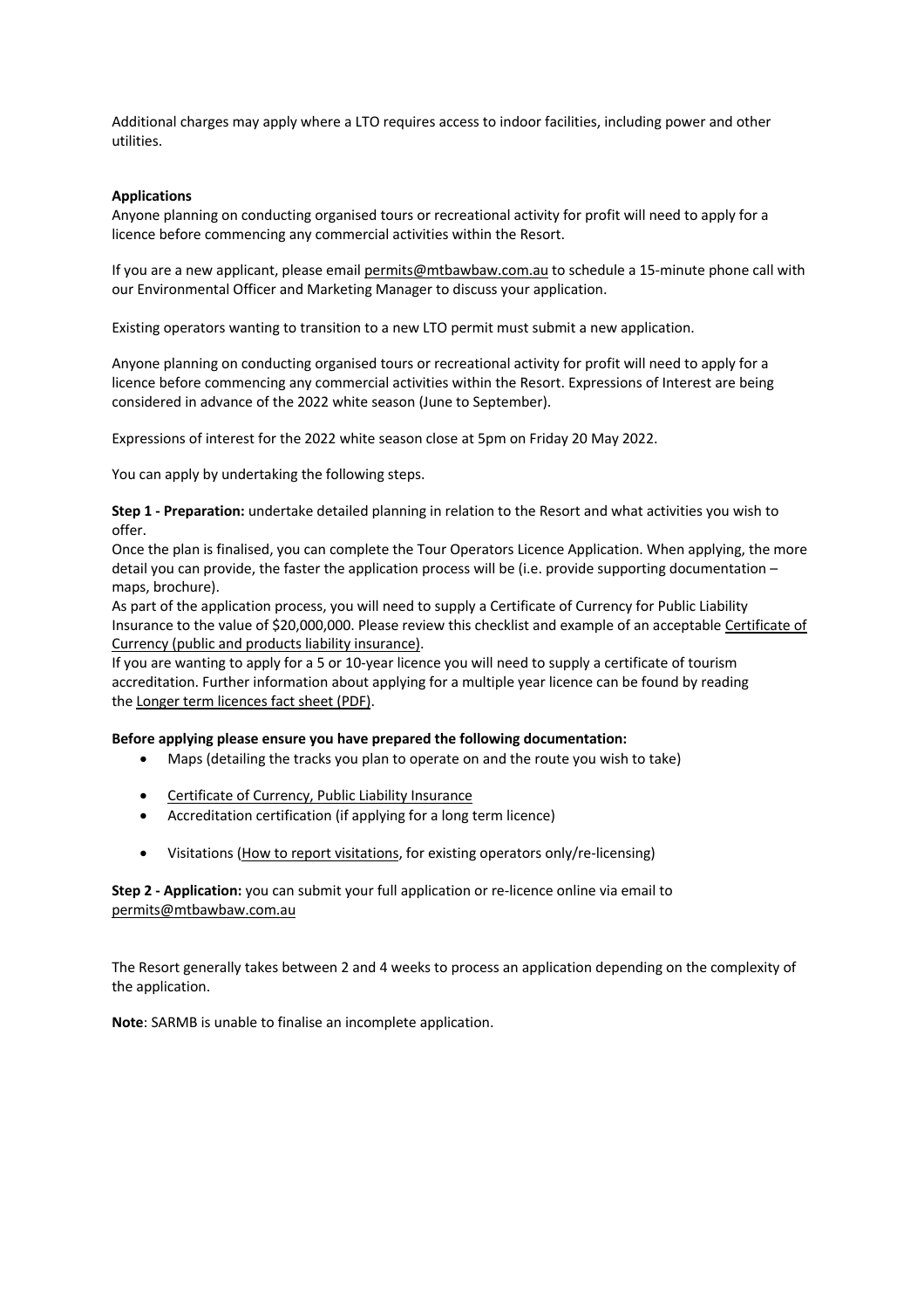Additional charges may apply where a LTO requires access to indoor facilities, including power and other utilities.

**Applications**

Anyone planning on conducting organised tours or recreational activity for profit will need to apply for a licence before commencing any commercial activities within the Resort.

If you are a new applicant, please email permits@mtbawbaw.com.au to schedule a 15-minute phone call with our Environmental Officer and Marketing Manager to discuss your application.

Existing operators wanting to transition to a new LTO permit must submit a new application.

Anyone planning on conducting organised tours or recreational activity for profit will need to apply for a licence before commencing any commercial activities within the Resort. Expressions of Interest are being considered in advance of the 2022 white season (June to September).

Expressions of interest for the 2022 white season close at 5pm on Friday 20 May 2022.

You can apply by undertaking the following steps.

**Step 1 - Preparation:** undertake detailed planning in relation to the Resort and what activities you wish to offer.

Once the plan is finalised, you can complete the Tour Operators Licence Application. When applying, the more detail you can provide, the faster the application process will be (i.e. provide supporting documentation – maps, brochure).

As part of the application process, you will need to supply a Certificate of Currency for Public Liability Insurance to the value of $20,000,000. Please review this checklist and example of an acceptable Certificate of Currency (public and products liability insurance).

If you are wanting to apply for a 5 or 10-year licence you will need to supply a certificate of tourism accreditation. Further information about applying for a multiple year licence can be found by reading the Longer term licences fact sheet (PDF).

**Before applying please ensure you have prepared the following documentation:**

- Maps (detailing the tracks you plan to operate on and the route you wish to take)
- Certificate of Currency, Public Liability Insurance
- Accreditation certification (if applying for a long term licence)
- Visitations (How to report visitations, for existing operators only/re-licensing)

**Step 2 - Application:** you can submit your full application or re-licence online via email to permits@mtbawbaw.com.au

The Resort generally takes between 2 and 4 weeks to process an application depending on the complexity of the application.

**Note**: SARMB is unable to finalise an incomplete application.